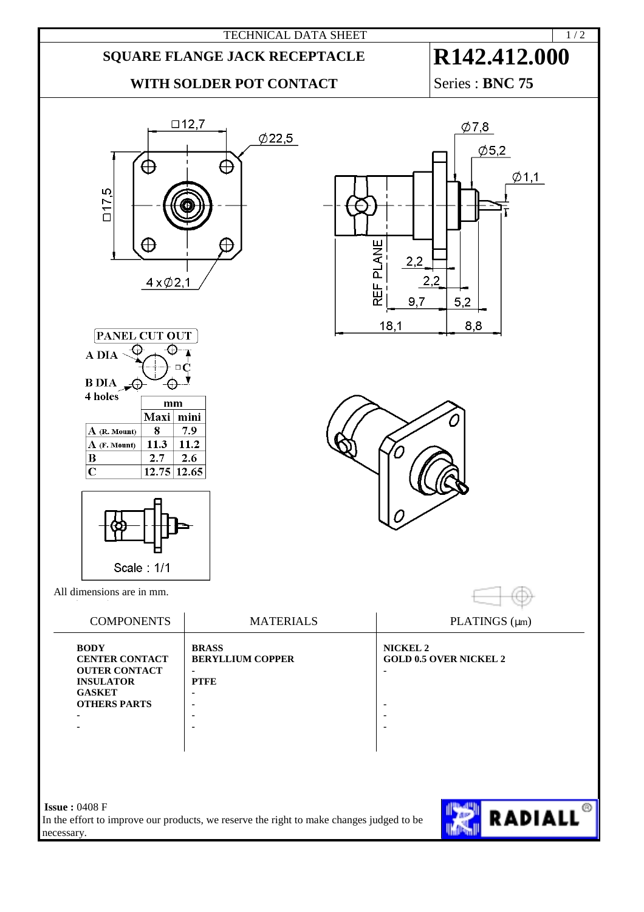TECHNICAL DATA SHEET

# SQUARE FLANGE JACK RECEPTACLE

## WITH SOLDER POT CONTACT

# R142.412.000

Series : **BNC 75**

□12,7 Ø22,5 □17,5 4 x Ø2,1

Ø7,8 Ø5,2 Ø1,1 REF PLANE 2,2 2,2 9,7 5,2 18,1 8,8

**PANEL CUT OUT**

A DIA
B DIA
4 holes
□C

| | mm | |
|---|---|---|
| | Maxi | mini |
| A (R. Mount) | 8 | 7.9 |
| A (F. Mount) | 11.3 | 11.2 |
| B | 2.7 | 2.6 |
| C | 12.75 | 12.65 |

Scale : 1/1

All dimensions are in mm.

| COMPONENTS | MATERIALS | PLATINGS (µm) |
|---|---|---|
| **BODY** | **BRASS** | **NICKEL 2** |
| **CENTER CONTACT** | **BERYLLIUM COPPER** | **GOLD 0.5 OVER NICKEL 2** |
| **OUTER CONTACT** | - | - |
| **INSULATOR** | **PTFE** | |
| **GASKET** | - | |
| **OTHERS PARTS** | - | - |
| - | - | - |
| - | - | - |

**Issue :** 0408 F

In the effort to improve our products, we reserve the right to make changes judged to be necessary.

RADIALL®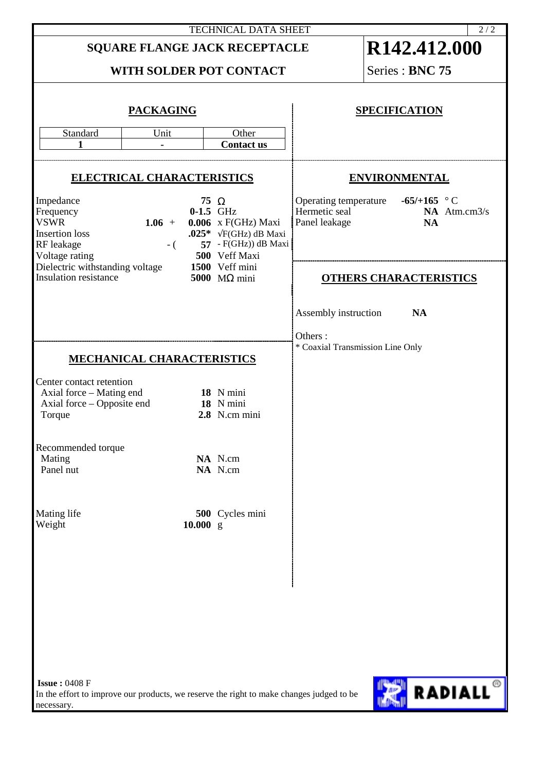TECHNICAL DATA SHEET

# SQUARE FLANGE JACK RECEPTACLE

## WITH SOLDER POT CONTACT

# R142.412.000

Series : **BNC 75**

## PACKAGING

| Standard | Unit | Other |
|---|---|---|
| **1** | **-** | **Contact us** |

## SPECIFICATION

## ELECTRICAL CHARACTERISTICS

| | | |
|---|---|---|
| Impedance | **75** | Ω |
| Frequency | **0-1.5** | GHz |
| VSWR | **1.06** + **0.006** | x F(GHz) Maxi |
| Insertion loss | **.025*** | √F(GHz) dB Maxi |
| RF leakage | - ( **57** | - F(GHz)) dB Maxi |
| Voltage rating | **500** | Veff Maxi |
| Dielectric withstanding voltage | **1500** | Veff mini |
| Insulation resistance | **5000** | MΩ mini |

## ENVIRONMENTAL

| | | |
|---|---|---|
| Operating temperature | **-65/+165** | ° C |
| Hermetic seal | **NA** | Atm.cm3/s |
| Panel leakage | **NA** | |

## OTHERS CHARACTERISTICS

Assembly instruction **NA**

Others :

* Coaxial Transmission Line Only

## MECHANICAL CHARACTERISTICS

| | | |
|---|---|---|
| Center contact retention | | |
| Axial force – Mating end | **18** | N mini |
| Axial force – Opposite end | **18** | N mini |
| Torque | **2.8** | N.cm mini |
| Recommended torque | | |
| Mating | **NA** | N.cm |
| Panel nut | **NA** | N.cm |
| Mating life | **500** | Cycles mini |
| Weight | **10.000** | g |

**Issue :** 0408 F

In the effort to improve our products, we reserve the right to make changes judged to be necessary.

RADIALL®